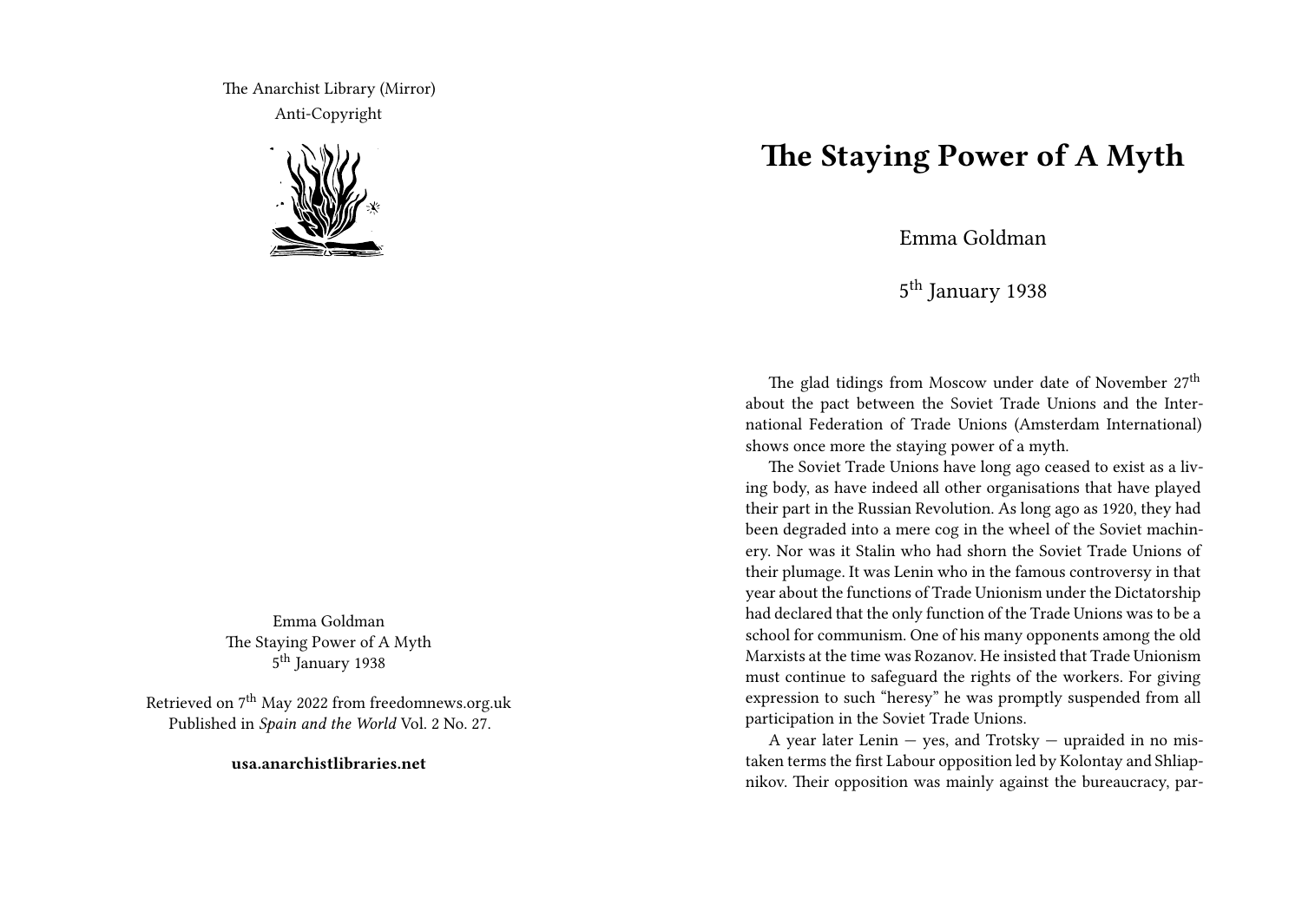The Anarchist Library (Mirror)
Anti-Copyright

Emma Goldman
The Staying Power of A Myth
5th January 1938

Retrieved on 7th May 2022 from freedomnews.org.uk
Published in *Spain and the World* Vol. 2 No. 27.

**usa.anarchistlibraries.net**

# The Staying Power of A Myth

Emma Goldman

5th January 1938

The glad tidings from Moscow under date of November 27th about the pact between the Soviet Trade Unions and the International Federation of Trade Unions (Amsterdam International) shows once more the staying power of a myth.

The Soviet Trade Unions have long ago ceased to exist as a living body, as have indeed all other organisations that have played their part in the Russian Revolution. As long ago as 1920, they had been degraded into a mere cog in the wheel of the Soviet machinery. Nor was it Stalin who had shorn the Soviet Trade Unions of their plumage. It was Lenin who in the famous controversy in that year about the functions of Trade Unionism under the Dictatorship had declared that the only function of the Trade Unions was to be a school for communism. One of his many opponents among the old Marxists at the time was Rozanov. He insisted that Trade Unionism must continue to safeguard the rights of the workers. For giving expression to such "heresy" he was promptly suspended from all participation in the Soviet Trade Unions.

A year later Lenin — yes, and Trotsky — upraided in no mistaken terms the first Labour opposition led by Kolontay and Shliapnikov. Their opposition was mainly against the bureaucracy, par-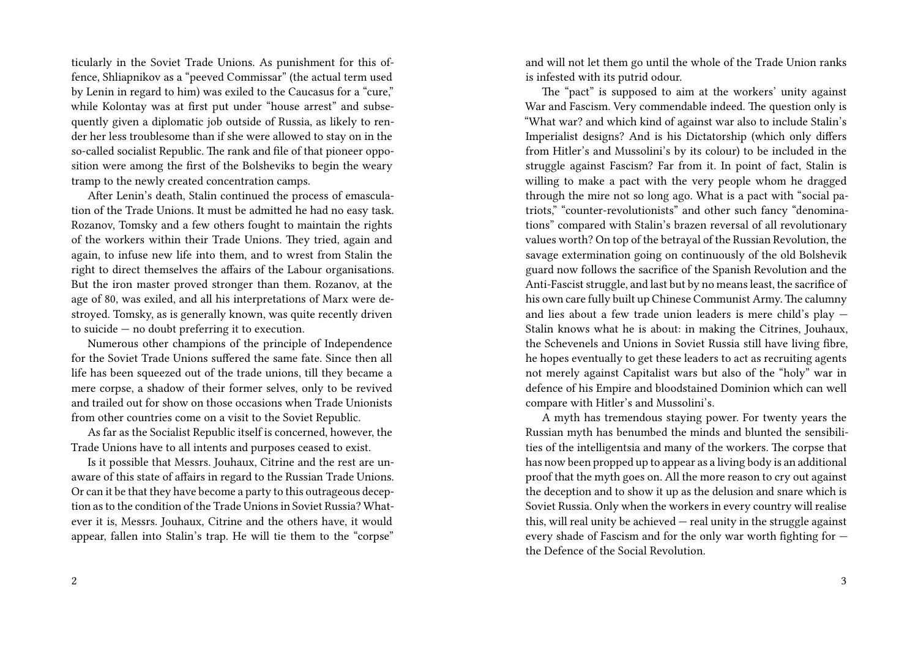ticularly in the Soviet Trade Unions. As punishment for this offence, Shliapnikov as a "peeved Commissar" (the actual term used by Lenin in regard to him) was exiled to the Caucasus for a "cure," while Kolontay was at first put under "house arrest" and subsequently given a diplomatic job outside of Russia, as likely to render her less troublesome than if she were allowed to stay on in the so-called socialist Republic. The rank and file of that pioneer opposition were among the first of the Bolsheviks to begin the weary tramp to the newly created concentration camps.

After Lenin's death, Stalin continued the process of emasculation of the Trade Unions. It must be admitted he had no easy task. Rozanov, Tomsky and a few others fought to maintain the rights of the workers within their Trade Unions. They tried, again and again, to infuse new life into them, and to wrest from Stalin the right to direct themselves the affairs of the Labour organisations. But the iron master proved stronger than them. Rozanov, at the age of 80, was exiled, and all his interpretations of Marx were destroyed. Tomsky, as is generally known, was quite recently driven to suicide — no doubt preferring it to execution.

Numerous other champions of the principle of Independence for the Soviet Trade Unions suffered the same fate. Since then all life has been squeezed out of the trade unions, till they became a mere corpse, a shadow of their former selves, only to be revived and trailed out for show on those occasions when Trade Unionists from other countries come on a visit to the Soviet Republic.

As far as the Socialist Republic itself is concerned, however, the Trade Unions have to all intents and purposes ceased to exist.

Is it possible that Messrs. Jouhaux, Citrine and the rest are unaware of this state of affairs in regard to the Russian Trade Unions. Or can it be that they have become a party to this outrageous deception as to the condition of the Trade Unions in Soviet Russia? Whatever it is, Messrs. Jouhaux, Citrine and the others have, it would appear, fallen into Stalin's trap. He will tie them to the "corpse" and will not let them go until the whole of the Trade Union ranks is infested with its putrid odour.

The "pact" is supposed to aim at the workers' unity against War and Fascism. Very commendable indeed. The question only is "What war? and which kind of against war also to include Stalin's Imperialist designs? And is his Dictatorship (which only differs from Hitler's and Mussolini's by its colour) to be included in the struggle against Fascism? Far from it. In point of fact, Stalin is willing to make a pact with the very people whom he dragged through the mire not so long ago. What is a pact with "social patriots," "counter-revolutionists" and other such fancy "denominations" compared with Stalin's brazen reversal of all revolutionary values worth? On top of the betrayal of the Russian Revolution, the savage extermination going on continuously of the old Bolshevik guard now follows the sacrifice of the Spanish Revolution and the Anti-Fascist struggle, and last but by no means least, the sacrifice of his own care fully built up Chinese Communist Army. The calumny and lies about a few trade union leaders is mere child's play — Stalin knows what he is about: in making the Citrines, Jouhaux, the Schevenels and Unions in Soviet Russia still have living fibre, he hopes eventually to get these leaders to act as recruiting agents not merely against Capitalist wars but also of the "holy" war in defence of his Empire and bloodstained Dominion which can well compare with Hitler's and Mussolini's.

A myth has tremendous staying power. For twenty years the Russian myth has benumbed the minds and blunted the sensibilities of the intelligentsia and many of the workers. The corpse that has now been propped up to appear as a living body is an additional proof that the myth goes on. All the more reason to cry out against the deception and to show it up as the delusion and snare which is Soviet Russia. Only when the workers in every country will realise this, will real unity be achieved — real unity in the struggle against every shade of Fascism and for the only war worth fighting for — the Defence of the Social Revolution.